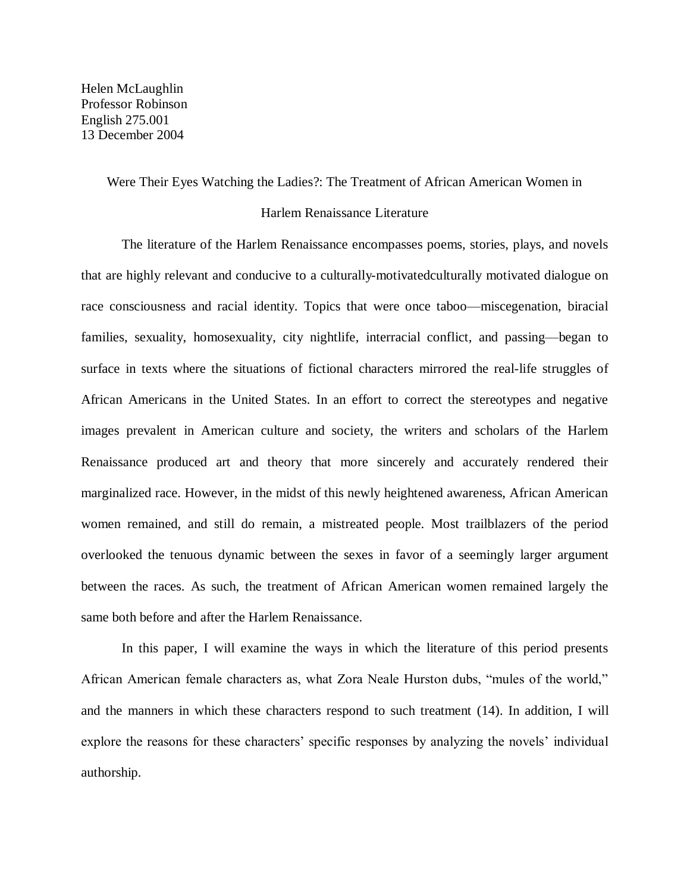Helen McLaughlin
Professor Robinson
English 275.001
13 December 2004

Were Their Eyes Watching the Ladies?: The Treatment of African American Women in Harlem Renaissance Literature

The literature of the Harlem Renaissance encompasses poems, stories, plays, and novels that are highly relevant and conducive to a culturally-motivatedculturally motivated dialogue on race consciousness and racial identity. Topics that were once taboo—miscegenation, biracial families, sexuality, homosexuality, city nightlife, interracial conflict, and passing—began to surface in texts where the situations of fictional characters mirrored the real-life struggles of African Americans in the United States. In an effort to correct the stereotypes and negative images prevalent in American culture and society, the writers and scholars of the Harlem Renaissance produced art and theory that more sincerely and accurately rendered their marginalized race. However, in the midst of this newly heightened awareness, African American women remained, and still do remain, a mistreated people. Most trailblazers of the period overlooked the tenuous dynamic between the sexes in favor of a seemingly larger argument between the races. As such, the treatment of African American women remained largely the same both before and after the Harlem Renaissance.

In this paper, I will examine the ways in which the literature of this period presents African American female characters as, what Zora Neale Hurston dubs, "mules of the world," and the manners in which these characters respond to such treatment (14). In addition, I will explore the reasons for these characters' specific responses by analyzing the novels' individual authorship.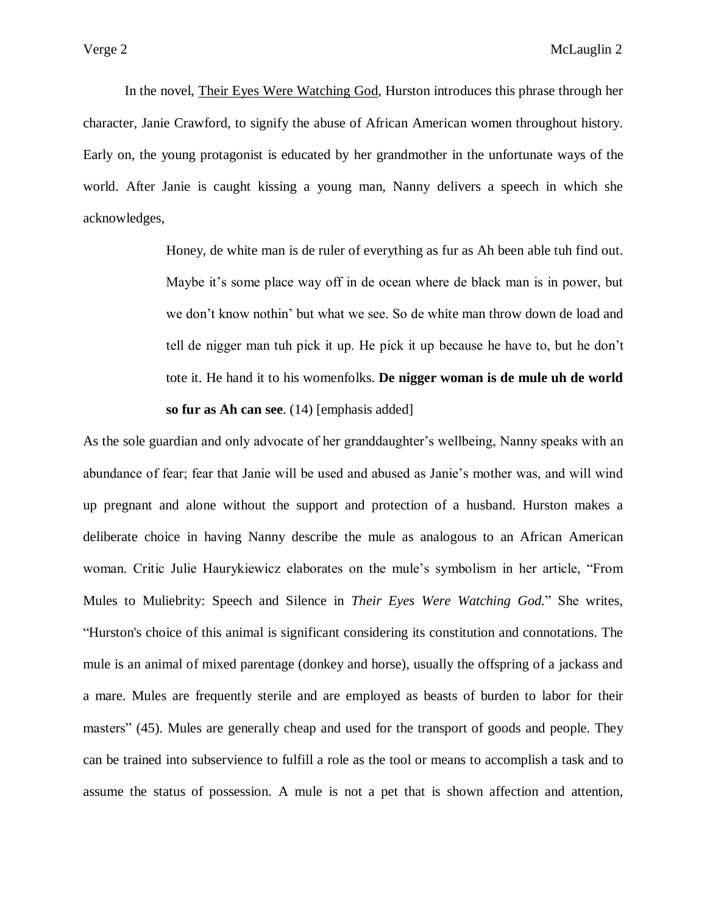In the novel, Their Eyes Were Watching God, Hurston introduces this phrase through her character, Janie Crawford, to signify the abuse of African American women throughout history. Early on, the young protagonist is educated by her grandmother in the unfortunate ways of the world. After Janie is caught kissing a young man, Nanny delivers a speech in which she acknowledges,

> Honey, de white man is de ruler of everything as fur as Ah been able tuh find out. Maybe it's some place way off in de ocean where de black man is in power, but we don't know nothin' but what we see. So de white man throw down de load and tell de nigger man tuh pick it up. He pick it up because he have to, but he don't tote it. He hand it to his womenfolks. **De nigger woman is de mule uh de world so fur as Ah can see**. (14) [emphasis added]

As the sole guardian and only advocate of her granddaughter's wellbeing, Nanny speaks with an abundance of fear; fear that Janie will be used and abused as Janie's mother was, and will wind up pregnant and alone without the support and protection of a husband. Hurston makes a deliberate choice in having Nanny describe the mule as analogous to an African American woman. Critic Julie Haurykiewicz elaborates on the mule's symbolism in her article, "From Mules to Muliebrity: Speech and Silence in *Their Eyes Were Watching God*." She writes, "Hurston's choice of this animal is significant considering its constitution and connotations. The mule is an animal of mixed parentage (donkey and horse), usually the offspring of a jackass and a mare. Mules are frequently sterile and are employed as beasts of burden to labor for their masters" (45). Mules are generally cheap and used for the transport of goods and people. They can be trained into subservience to fulfill a role as the tool or means to accomplish a task and to assume the status of possession. A mule is not a pet that is shown affection and attention,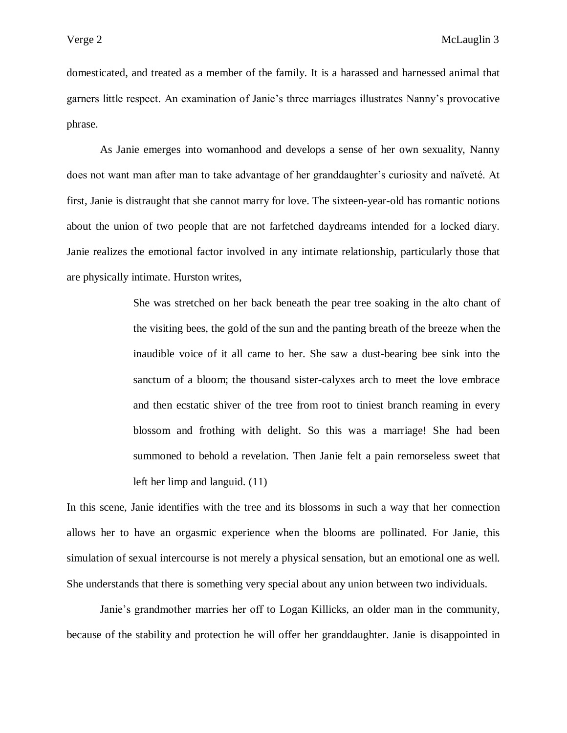domesticated, and treated as a member of the family. It is a harassed and harnessed animal that garners little respect. An examination of Janie's three marriages illustrates Nanny's provocative phrase.

As Janie emerges into womanhood and develops a sense of her own sexuality, Nanny does not want man after man to take advantage of her granddaughter's curiosity and naïveté. At first, Janie is distraught that she cannot marry for love. The sixteen-year-old has romantic notions about the union of two people that are not farfetched daydreams intended for a locked diary. Janie realizes the emotional factor involved in any intimate relationship, particularly those that are physically intimate. Hurston writes,

> She was stretched on her back beneath the pear tree soaking in the alto chant of the visiting bees, the gold of the sun and the panting breath of the breeze when the inaudible voice of it all came to her. She saw a dust-bearing bee sink into the sanctum of a bloom; the thousand sister-calyxes arch to meet the love embrace and then ecstatic shiver of the tree from root to tiniest branch reaming in every blossom and frothing with delight. So this was a marriage! She had been summoned to behold a revelation. Then Janie felt a pain remorseless sweet that left her limp and languid. (11)

In this scene, Janie identifies with the tree and its blossoms in such a way that her connection allows her to have an orgasmic experience when the blooms are pollinated. For Janie, this simulation of sexual intercourse is not merely a physical sensation, but an emotional one as well. She understands that there is something very special about any union between two individuals.

Janie's grandmother marries her off to Logan Killicks, an older man in the community, because of the stability and protection he will offer her granddaughter. Janie is disappointed in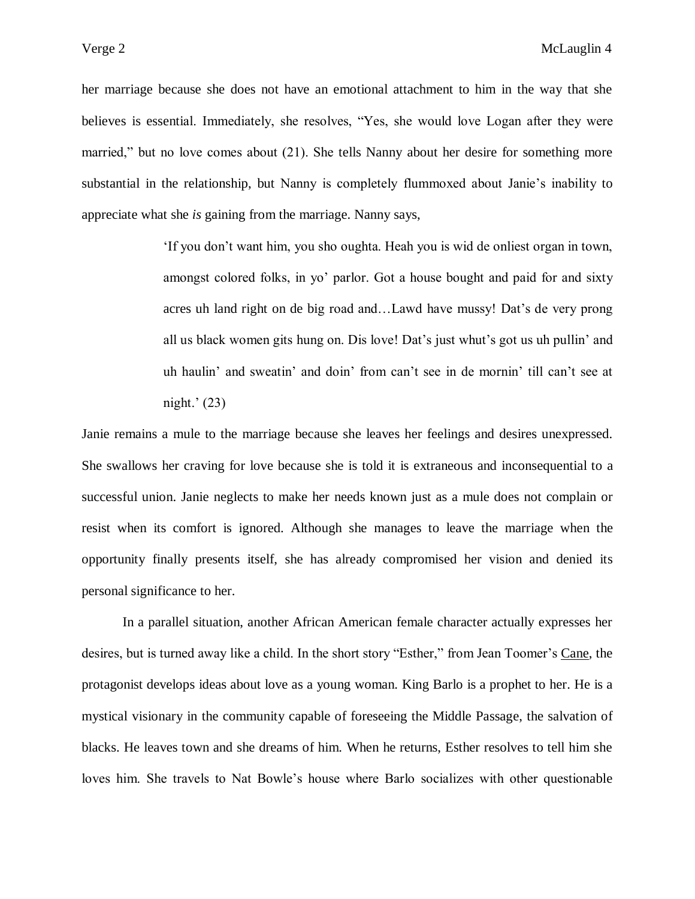her marriage because she does not have an emotional attachment to him in the way that she believes is essential. Immediately, she resolves, "Yes, she would love Logan after they were married," but no love comes about (21). She tells Nanny about her desire for something more substantial in the relationship, but Nanny is completely flummoxed about Janie's inability to appreciate what she *is* gaining from the marriage. Nanny says,

> 'If you don't want him, you sho oughta. Heah you is wid de onliest organ in town, amongst colored folks, in yo' parlor. Got a house bought and paid for and sixty acres uh land right on de big road and…Lawd have mussy! Dat's de very prong all us black women gits hung on. Dis love! Dat's just whut's got us uh pullin' and uh haulin' and sweatin' and doin' from can't see in de mornin' till can't see at night.' (23)

Janie remains a mule to the marriage because she leaves her feelings and desires unexpressed. She swallows her craving for love because she is told it is extraneous and inconsequential to a successful union. Janie neglects to make her needs known just as a mule does not complain or resist when its comfort is ignored. Although she manages to leave the marriage when the opportunity finally presents itself, she has already compromised her vision and denied its personal significance to her.

In a parallel situation, another African American female character actually expresses her desires, but is turned away like a child. In the short story "Esther," from Jean Toomer's Cane, the protagonist develops ideas about love as a young woman. King Barlo is a prophet to her. He is a mystical visionary in the community capable of foreseeing the Middle Passage, the salvation of blacks. He leaves town and she dreams of him. When he returns, Esther resolves to tell him she loves him. She travels to Nat Bowle's house where Barlo socializes with other questionable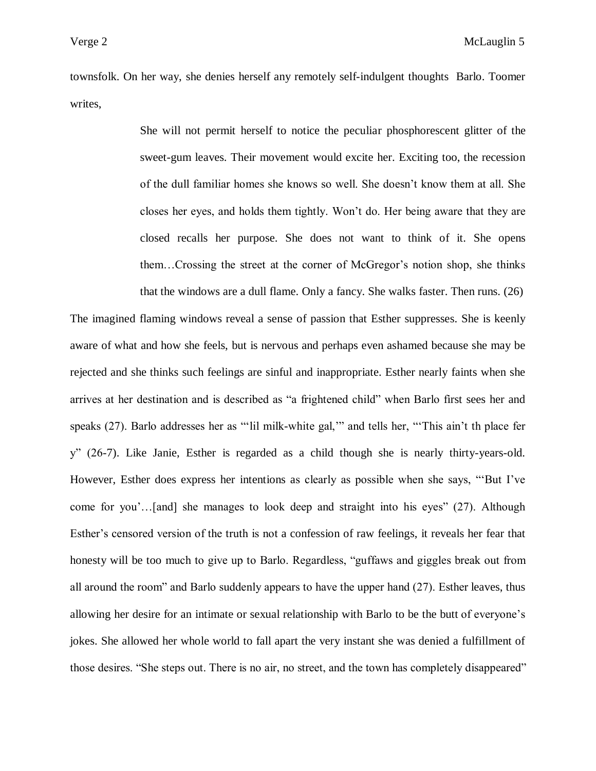townsfolk. On her way, she denies herself any remotely self-indulgent thoughts Barlo. Toomer writes,

> She will not permit herself to notice the peculiar phosphorescent glitter of the sweet-gum leaves. Their movement would excite her. Exciting too, the recession of the dull familiar homes she knows so well. She doesn't know them at all. She closes her eyes, and holds them tightly. Won't do. Her being aware that they are closed recalls her purpose. She does not want to think of it. She opens them…Crossing the street at the corner of McGregor's notion shop, she thinks that the windows are a dull flame. Only a fancy. She walks faster. Then runs. (26)

The imagined flaming windows reveal a sense of passion that Esther suppresses. She is keenly aware of what and how she feels, but is nervous and perhaps even ashamed because she may be rejected and she thinks such feelings are sinful and inappropriate. Esther nearly faints when she arrives at her destination and is described as "a frightened child" when Barlo first sees her and speaks (27). Barlo addresses her as "'lil milk-white gal,'" and tells her, "'This ain't th place fer y" (26-7). Like Janie, Esther is regarded as a child though she is nearly thirty-years-old. However, Esther does express her intentions as clearly as possible when she says, "'But I've come for you'…[and] she manages to look deep and straight into his eyes" (27). Although Esther's censored version of the truth is not a confession of raw feelings, it reveals her fear that honesty will be too much to give up to Barlo. Regardless, "guffaws and giggles break out from all around the room" and Barlo suddenly appears to have the upper hand (27). Esther leaves, thus allowing her desire for an intimate or sexual relationship with Barlo to be the butt of everyone's jokes. She allowed her whole world to fall apart the very instant she was denied a fulfillment of those desires. "She steps out. There is no air, no street, and the town has completely disappeared"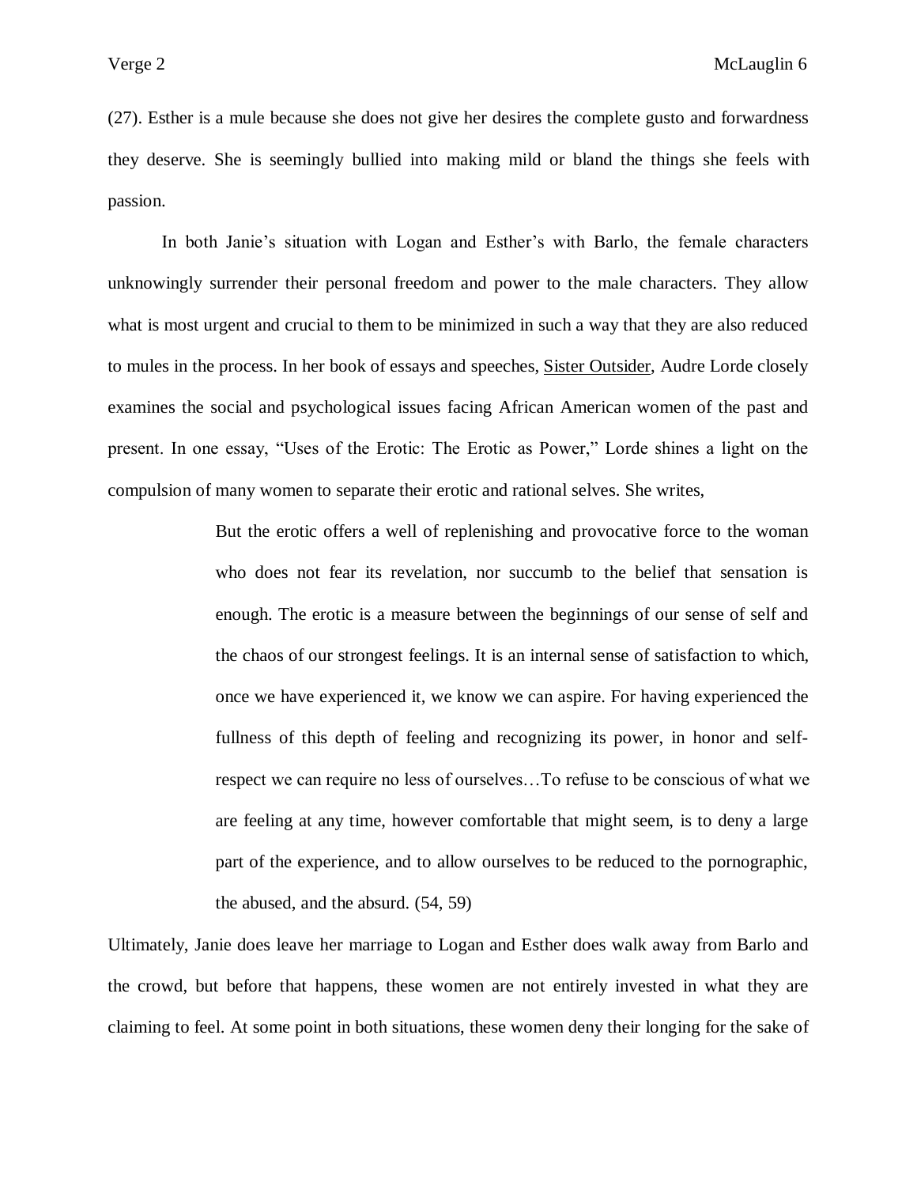(27). Esther is a mule because she does not give her desires the complete gusto and forwardness they deserve. She is seemingly bullied into making mild or bland the things she feels with passion.

In both Janie's situation with Logan and Esther's with Barlo, the female characters unknowingly surrender their personal freedom and power to the male characters. They allow what is most urgent and crucial to them to be minimized in such a way that they are also reduced to mules in the process. In her book of essays and speeches, Sister Outsider, Audre Lorde closely examines the social and psychological issues facing African American women of the past and present. In one essay, "Uses of the Erotic: The Erotic as Power," Lorde shines a light on the compulsion of many women to separate their erotic and rational selves. She writes,

> But the erotic offers a well of replenishing and provocative force to the woman who does not fear its revelation, nor succumb to the belief that sensation is enough. The erotic is a measure between the beginnings of our sense of self and the chaos of our strongest feelings. It is an internal sense of satisfaction to which, once we have experienced it, we know we can aspire. For having experienced the fullness of this depth of feeling and recognizing its power, in honor and self-respect we can require no less of ourselves…To refuse to be conscious of what we are feeling at any time, however comfortable that might seem, is to deny a large part of the experience, and to allow ourselves to be reduced to the pornographic, the abused, and the absurd. (54, 59)

Ultimately, Janie does leave her marriage to Logan and Esther does walk away from Barlo and the crowd, but before that happens, these women are not entirely invested in what they are claiming to feel. At some point in both situations, these women deny their longing for the sake of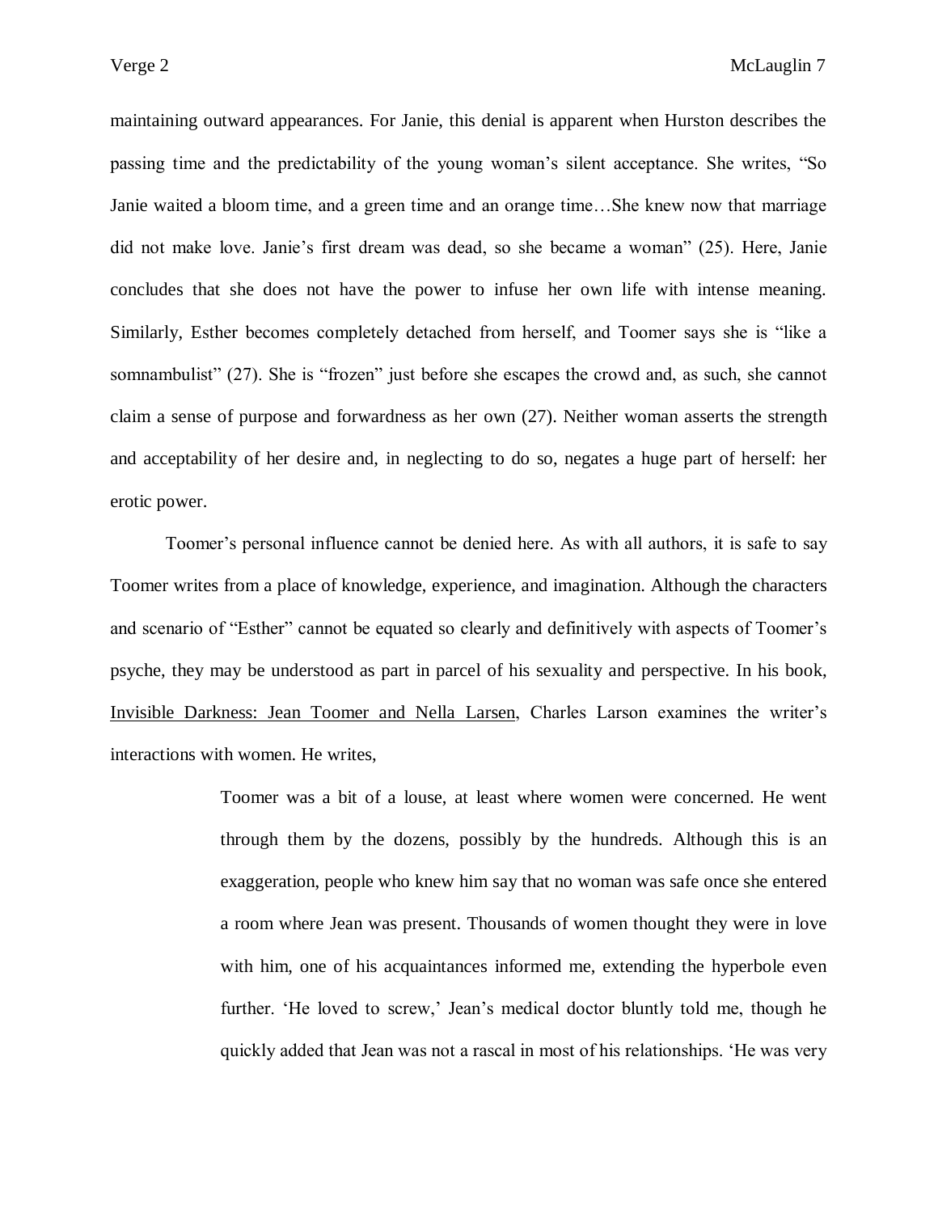maintaining outward appearances. For Janie, this denial is apparent when Hurston describes the passing time and the predictability of the young woman's silent acceptance. She writes, "So Janie waited a bloom time, and a green time and an orange time…She knew now that marriage did not make love. Janie's first dream was dead, so she became a woman" (25). Here, Janie concludes that she does not have the power to infuse her own life with intense meaning. Similarly, Esther becomes completely detached from herself, and Toomer says she is "like a somnambulist" (27). She is "frozen" just before she escapes the crowd and, as such, she cannot claim a sense of purpose and forwardness as her own (27). Neither woman asserts the strength and acceptability of her desire and, in neglecting to do so, negates a huge part of herself: her erotic power.

Toomer's personal influence cannot be denied here. As with all authors, it is safe to say Toomer writes from a place of knowledge, experience, and imagination. Although the characters and scenario of "Esther" cannot be equated so clearly and definitively with aspects of Toomer's psyche, they may be understood as part in parcel of his sexuality and perspective. In his book, <u>Invisible Darkness: Jean Toomer and Nella Larsen</u>, Charles Larson examines the writer's interactions with women. He writes,

> Toomer was a bit of a louse, at least where women were concerned. He went through them by the dozens, possibly by the hundreds. Although this is an exaggeration, people who knew him say that no woman was safe once she entered a room where Jean was present. Thousands of women thought they were in love with him, one of his acquaintances informed me, extending the hyperbole even further. 'He loved to screw,' Jean's medical doctor bluntly told me, though he quickly added that Jean was not a rascal in most of his relationships. 'He was very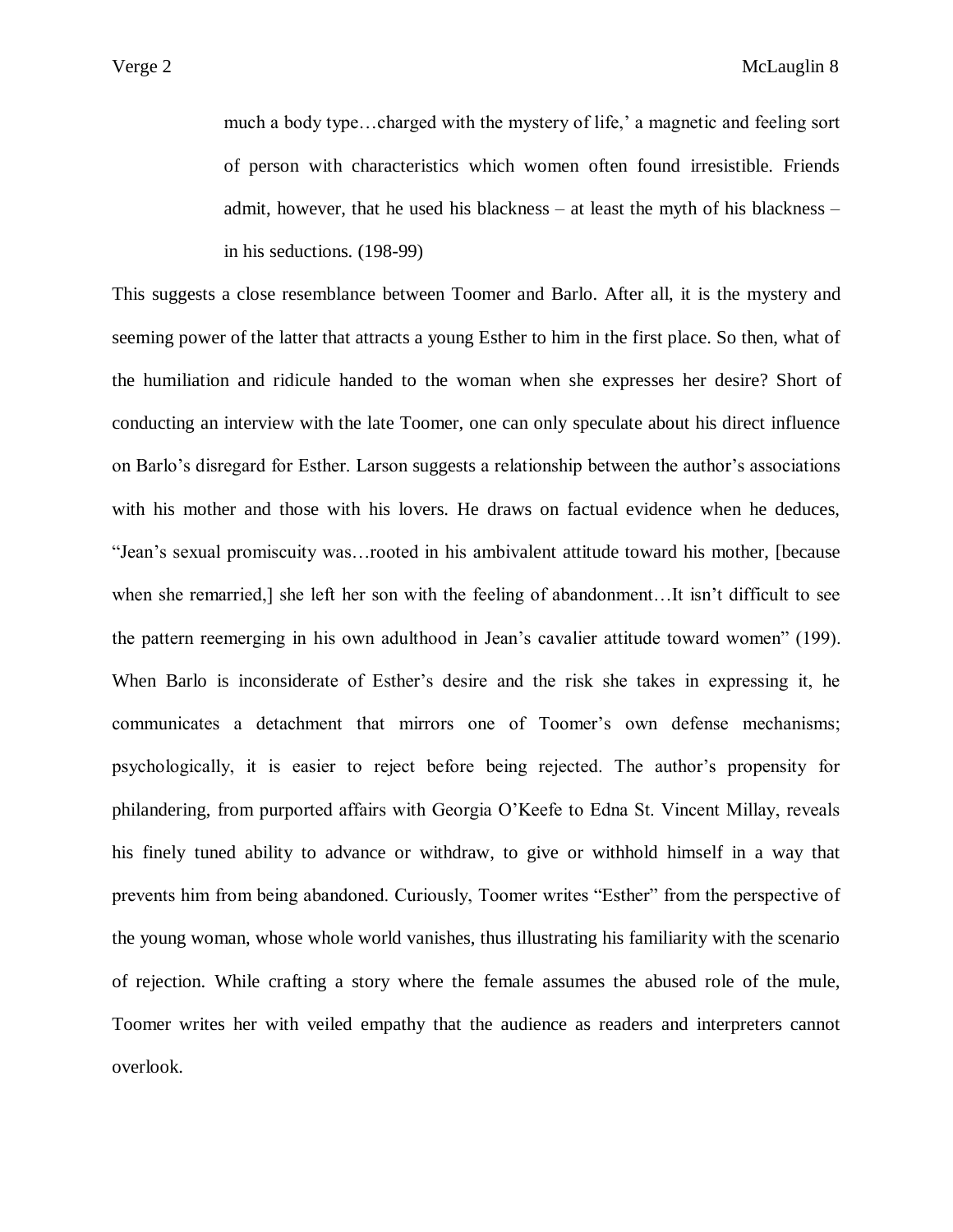> much a body type…charged with the mystery of life,' a magnetic and feeling sort of person with characteristics which women often found irresistible. Friends admit, however, that he used his blackness – at least the myth of his blackness – in his seductions. (198-99)

This suggests a close resemblance between Toomer and Barlo. After all, it is the mystery and seeming power of the latter that attracts a young Esther to him in the first place. So then, what of the humiliation and ridicule handed to the woman when she expresses her desire? Short of conducting an interview with the late Toomer, one can only speculate about his direct influence on Barlo's disregard for Esther. Larson suggests a relationship between the author's associations with his mother and those with his lovers. He draws on factual evidence when he deduces, "Jean's sexual promiscuity was…rooted in his ambivalent attitude toward his mother, [because when she remarried,] she left her son with the feeling of abandonment…It isn't difficult to see the pattern reemerging in his own adulthood in Jean's cavalier attitude toward women" (199). When Barlo is inconsiderate of Esther's desire and the risk she takes in expressing it, he communicates a detachment that mirrors one of Toomer's own defense mechanisms; psychologically, it is easier to reject before being rejected. The author's propensity for philandering, from purported affairs with Georgia O'Keefe to Edna St. Vincent Millay, reveals his finely tuned ability to advance or withdraw, to give or withhold himself in a way that prevents him from being abandoned. Curiously, Toomer writes "Esther" from the perspective of the young woman, whose whole world vanishes, thus illustrating his familiarity with the scenario of rejection. While crafting a story where the female assumes the abused role of the mule, Toomer writes her with veiled empathy that the audience as readers and interpreters cannot overlook.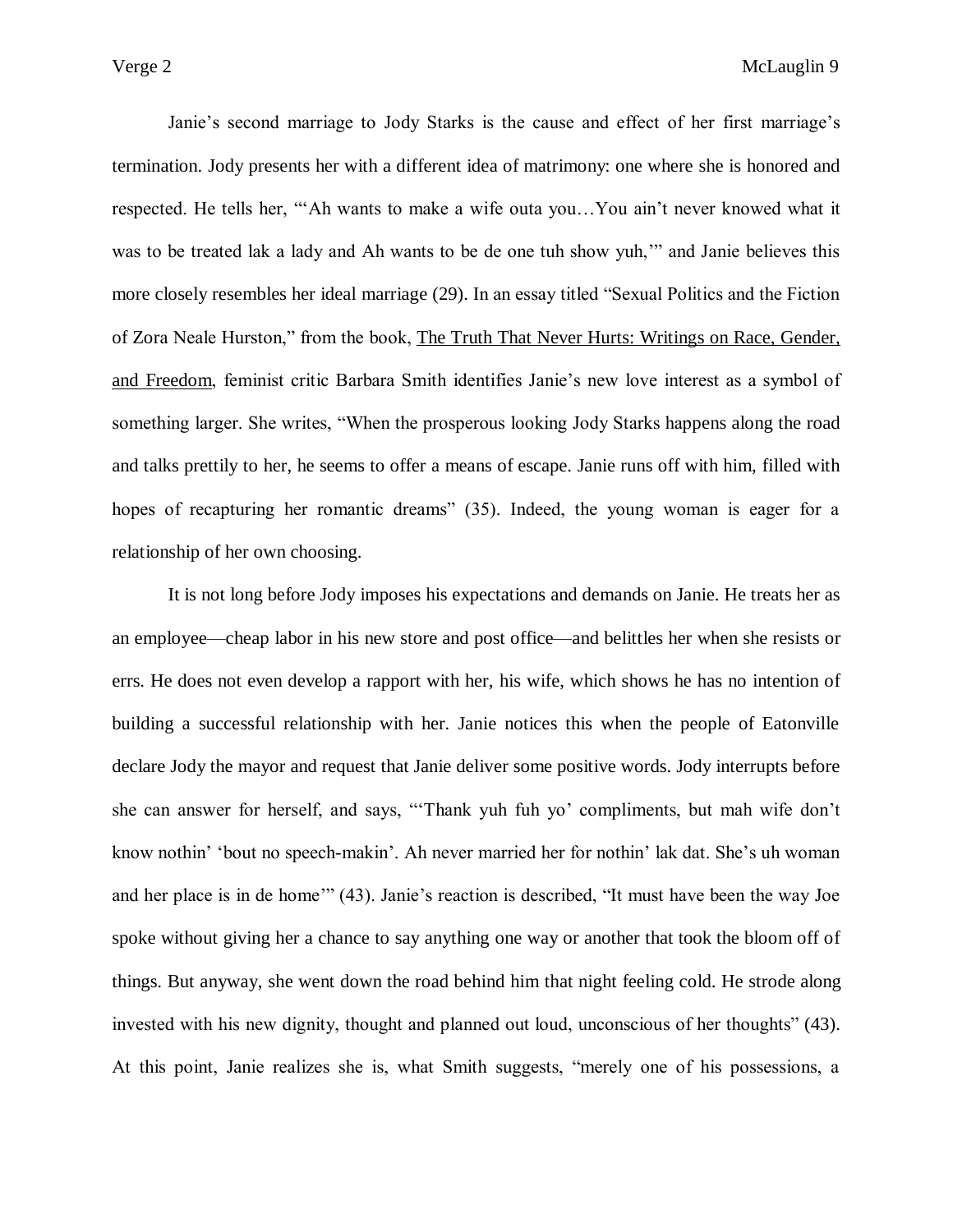Janie's second marriage to Jody Starks is the cause and effect of her first marriage's termination. Jody presents her with a different idea of matrimony: one where she is honored and respected. He tells her, "'Ah wants to make a wife outa you…You ain't never knowed what it was to be treated lak a lady and Ah wants to be de one tuh show yuh,'" and Janie believes this more closely resembles her ideal marriage (29). In an essay titled "Sexual Politics and the Fiction of Zora Neale Hurston," from the book, The Truth That Never Hurts: Writings on Race, Gender, and Freedom, feminist critic Barbara Smith identifies Janie's new love interest as a symbol of something larger. She writes, "When the prosperous looking Jody Starks happens along the road and talks prettily to her, he seems to offer a means of escape. Janie runs off with him, filled with hopes of recapturing her romantic dreams" (35). Indeed, the young woman is eager for a relationship of her own choosing.

It is not long before Jody imposes his expectations and demands on Janie. He treats her as an employee—cheap labor in his new store and post office—and belittles her when she resists or errs. He does not even develop a rapport with her, his wife, which shows he has no intention of building a successful relationship with her. Janie notices this when the people of Eatonville declare Jody the mayor and request that Janie deliver some positive words. Jody interrupts before she can answer for herself, and says, "'Thank yuh fuh yo' compliments, but mah wife don't know nothin' 'bout no speech-makin'. Ah never married her for nothin' lak dat. She's uh woman and her place is in de home'" (43). Janie's reaction is described, "It must have been the way Joe spoke without giving her a chance to say anything one way or another that took the bloom off of things. But anyway, she went down the road behind him that night feeling cold. He strode along invested with his new dignity, thought and planned out loud, unconscious of her thoughts" (43). At this point, Janie realizes she is, what Smith suggests, "merely one of his possessions, a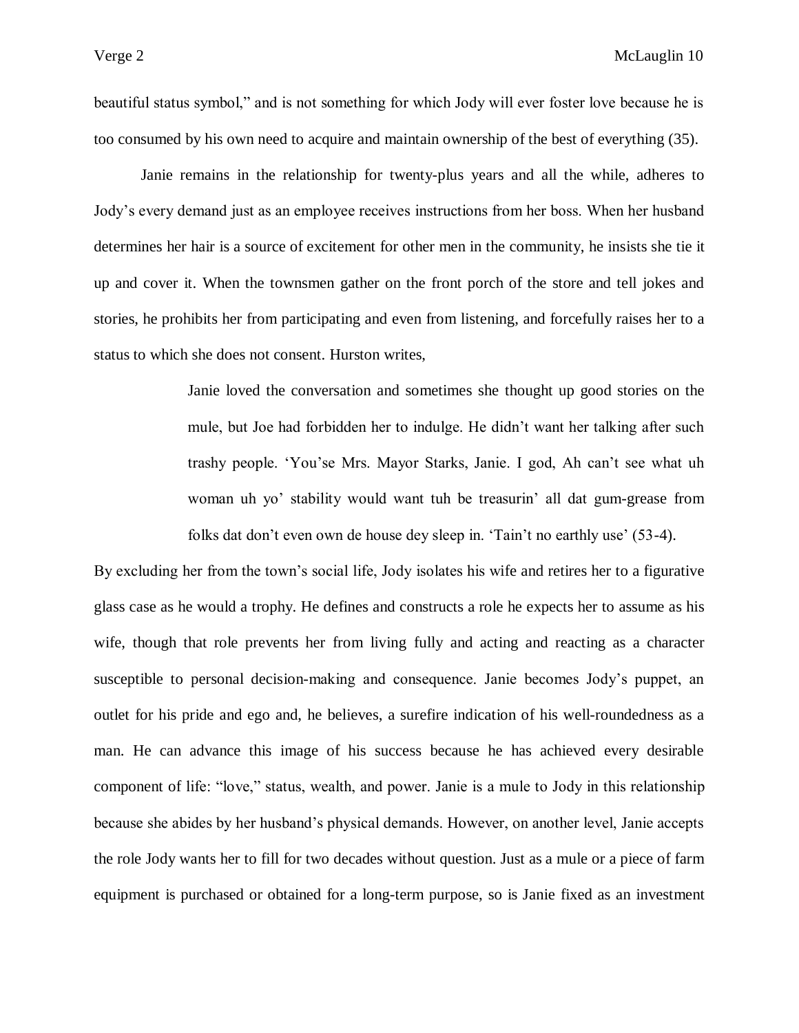beautiful status symbol," and is not something for which Jody will ever foster love because he is too consumed by his own need to acquire and maintain ownership of the best of everything (35).

Janie remains in the relationship for twenty-plus years and all the while, adheres to Jody's every demand just as an employee receives instructions from her boss. When her husband determines her hair is a source of excitement for other men in the community, he insists she tie it up and cover it. When the townsmen gather on the front porch of the store and tell jokes and stories, he prohibits her from participating and even from listening, and forcefully raises her to a status to which she does not consent. Hurston writes,

> Janie loved the conversation and sometimes she thought up good stories on the mule, but Joe had forbidden her to indulge. He didn't want her talking after such trashy people. 'You'se Mrs. Mayor Starks, Janie. I god, Ah can't see what uh woman uh yo' stability would want tuh be treasurin' all dat gum-grease from folks dat don't even own de house dey sleep in. 'Tain't no earthly use' (53-4).

By excluding her from the town's social life, Jody isolates his wife and retires her to a figurative glass case as he would a trophy. He defines and constructs a role he expects her to assume as his wife, though that role prevents her from living fully and acting and reacting as a character susceptible to personal decision-making and consequence. Janie becomes Jody's puppet, an outlet for his pride and ego and, he believes, a surefire indication of his well-roundedness as a man. He can advance this image of his success because he has achieved every desirable component of life: "love," status, wealth, and power. Janie is a mule to Jody in this relationship because she abides by her husband's physical demands. However, on another level, Janie accepts the role Jody wants her to fill for two decades without question. Just as a mule or a piece of farm equipment is purchased or obtained for a long-term purpose, so is Janie fixed as an investment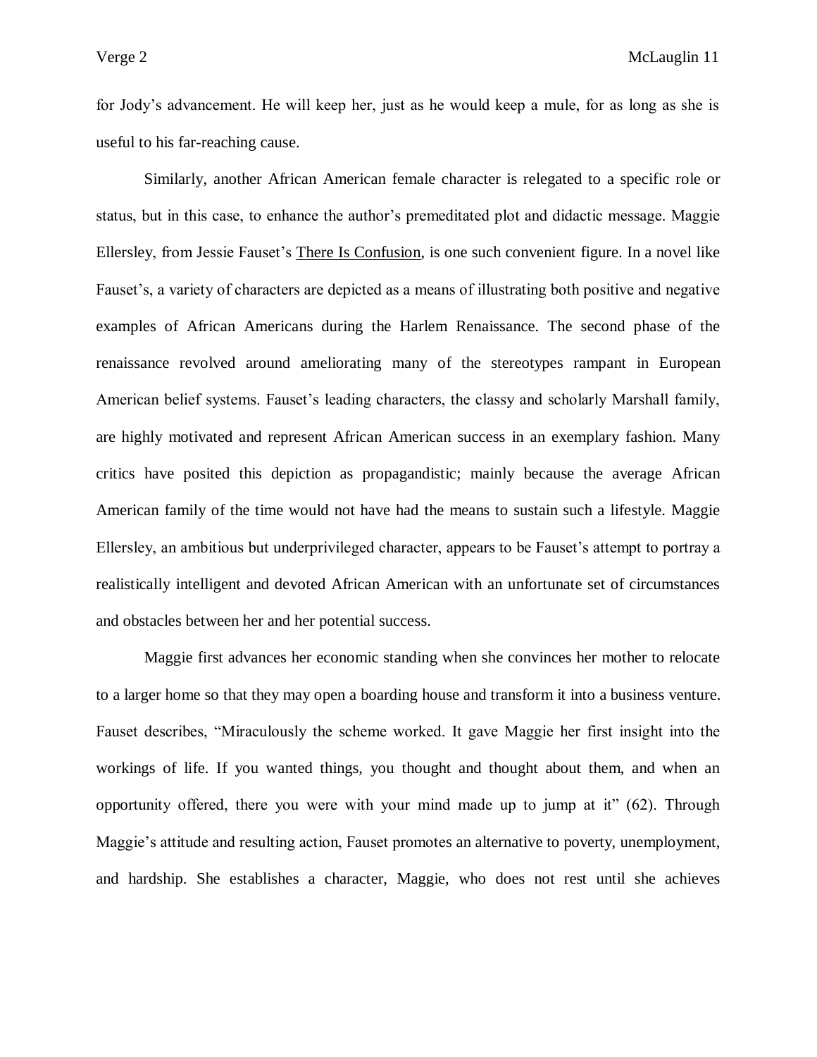for Jody's advancement. He will keep her, just as he would keep a mule, for as long as she is useful to his far-reaching cause.

Similarly, another African American female character is relegated to a specific role or status, but in this case, to enhance the author's premeditated plot and didactic message. Maggie Ellersley, from Jessie Fauset's There Is Confusion, is one such convenient figure. In a novel like Fauset's, a variety of characters are depicted as a means of illustrating both positive and negative examples of African Americans during the Harlem Renaissance. The second phase of the renaissance revolved around ameliorating many of the stereotypes rampant in European American belief systems. Fauset's leading characters, the classy and scholarly Marshall family, are highly motivated and represent African American success in an exemplary fashion. Many critics have posited this depiction as propagandistic; mainly because the average African American family of the time would not have had the means to sustain such a lifestyle. Maggie Ellersley, an ambitious but underprivileged character, appears to be Fauset's attempt to portray a realistically intelligent and devoted African American with an unfortunate set of circumstances and obstacles between her and her potential success.

Maggie first advances her economic standing when she convinces her mother to relocate to a larger home so that they may open a boarding house and transform it into a business venture. Fauset describes, "Miraculously the scheme worked. It gave Maggie her first insight into the workings of life. If you wanted things, you thought and thought about them, and when an opportunity offered, there you were with your mind made up to jump at it" (62). Through Maggie's attitude and resulting action, Fauset promotes an alternative to poverty, unemployment, and hardship. She establishes a character, Maggie, who does not rest until she achieves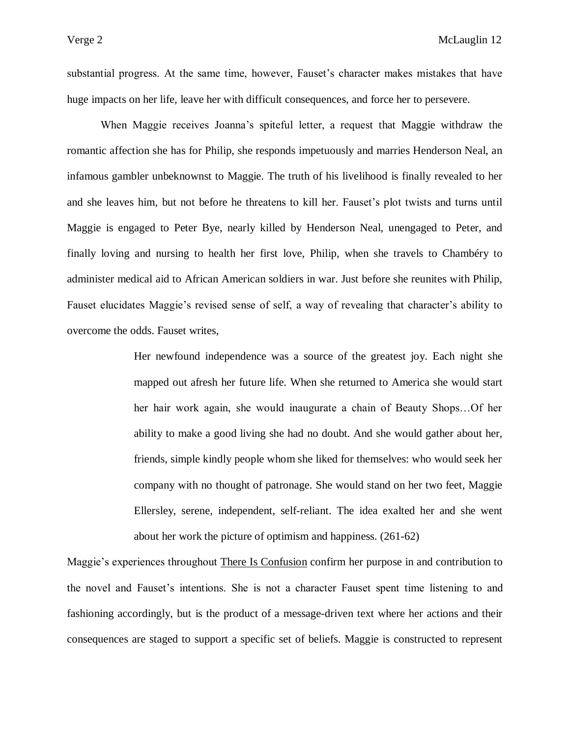substantial progress. At the same time, however, Fauset's character makes mistakes that have huge impacts on her life, leave her with difficult consequences, and force her to persevere.

When Maggie receives Joanna's spiteful letter, a request that Maggie withdraw the romantic affection she has for Philip, she responds impetuously and marries Henderson Neal, an infamous gambler unbeknownst to Maggie. The truth of his livelihood is finally revealed to her and she leaves him, but not before he threatens to kill her. Fauset's plot twists and turns until Maggie is engaged to Peter Bye, nearly killed by Henderson Neal, unengaged to Peter, and finally loving and nursing to health her first love, Philip, when she travels to Chambéry to administer medical aid to African American soldiers in war. Just before she reunites with Philip, Fauset elucidates Maggie's revised sense of self, a way of revealing that character's ability to overcome the odds. Fauset writes,

> Her newfound independence was a source of the greatest joy. Each night she mapped out afresh her future life. When she returned to America she would start her hair work again, she would inaugurate a chain of Beauty Shops…Of her ability to make a good living she had no doubt. And she would gather about her, friends, simple kindly people whom she liked for themselves: who would seek her company with no thought of patronage. She would stand on her two feet, Maggie Ellersley, serene, independent, self-reliant. The idea exalted her and she went about her work the picture of optimism and happiness. (261-62)

Maggie's experiences throughout <u>There Is Confusion</u> confirm her purpose in and contribution to the novel and Fauset's intentions. She is not a character Fauset spent time listening to and fashioning accordingly, but is the product of a message-driven text where her actions and their consequences are staged to support a specific set of beliefs. Maggie is constructed to represent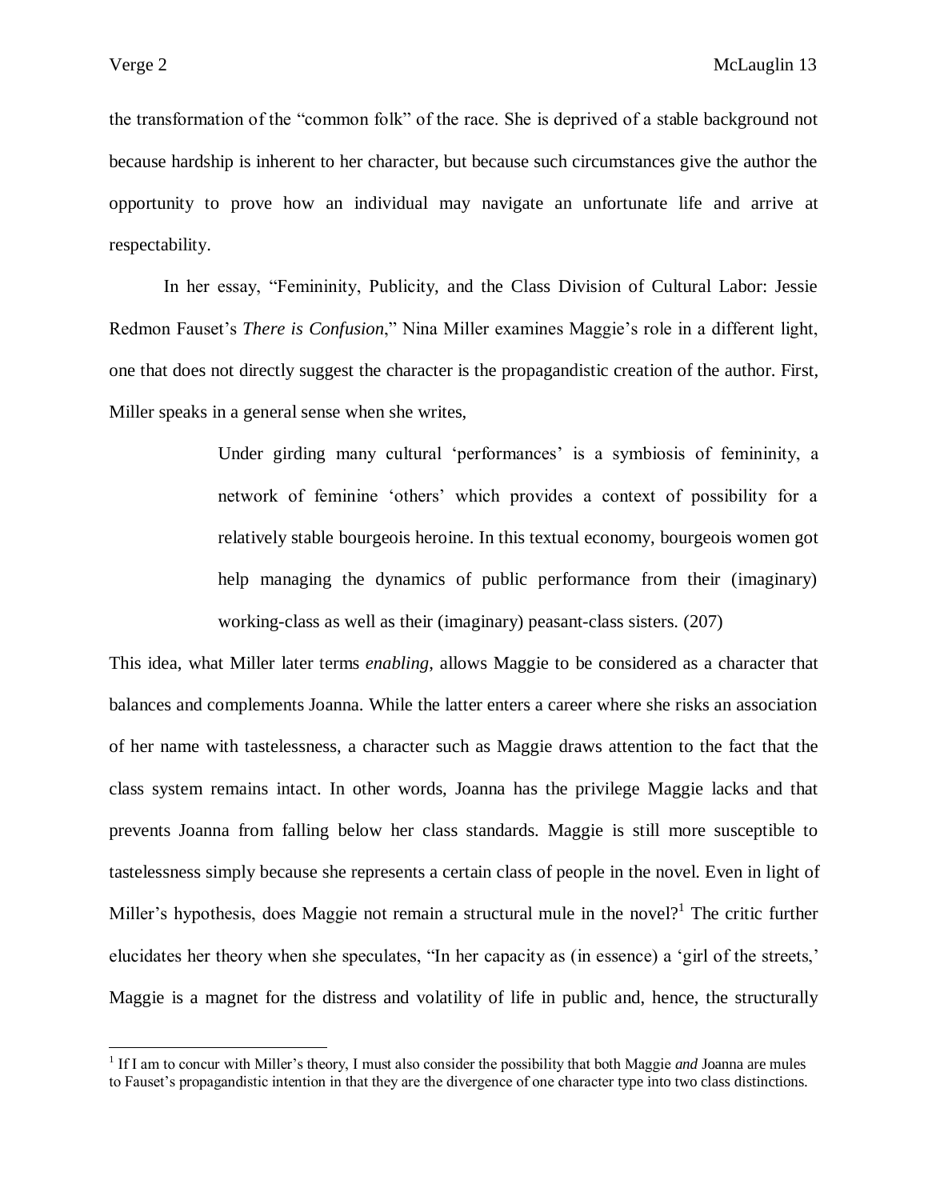the transformation of the "common folk" of the race. She is deprived of a stable background not because hardship is inherent to her character, but because such circumstances give the author the opportunity to prove how an individual may navigate an unfortunate life and arrive at respectability.

In her essay, "Femininity, Publicity, and the Class Division of Cultural Labor: Jessie Redmon Fauset's *There is Confusion*," Nina Miller examines Maggie's role in a different light, one that does not directly suggest the character is the propagandistic creation of the author. First, Miller speaks in a general sense when she writes,

> Under girding many cultural 'performances' is a symbiosis of femininity, a network of feminine 'others' which provides a context of possibility for a relatively stable bourgeois heroine. In this textual economy, bourgeois women got help managing the dynamics of public performance from their (imaginary) working-class as well as their (imaginary) peasant-class sisters. (207)

This idea, what Miller later terms *enabling*, allows Maggie to be considered as a character that balances and complements Joanna. While the latter enters a career where she risks an association of her name with tastelessness, a character such as Maggie draws attention to the fact that the class system remains intact. In other words, Joanna has the privilege Maggie lacks and that prevents Joanna from falling below her class standards. Maggie is still more susceptible to tastelessness simply because she represents a certain class of people in the novel. Even in light of Miller's hypothesis, does Maggie not remain a structural mule in the novel?[1] The critic further elucidates her theory when she speculates, "In her capacity as (in essence) a 'girl of the streets,' Maggie is a magnet for the distress and volatility of life in public and, hence, the structurally

[1] If I am to concur with Miller's theory, I must also consider the possibility that both Maggie *and* Joanna are mules to Fauset's propagandistic intention in that they are the divergence of one character type into two class distinctions.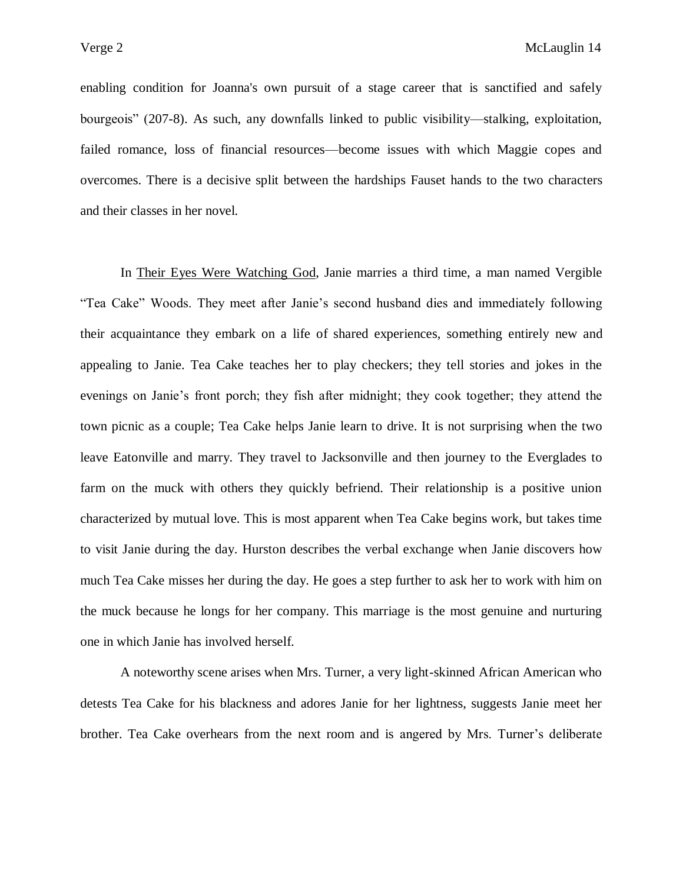enabling condition for Joanna's own pursuit of a stage career that is sanctified and safely bourgeois" (207-8). As such, any downfalls linked to public visibility—stalking, exploitation, failed romance, loss of financial resources—become issues with which Maggie copes and overcomes. There is a decisive split between the hardships Fauset hands to the two characters and their classes in her novel.

In Their Eyes Were Watching God, Janie marries a third time, a man named Vergible "Tea Cake" Woods. They meet after Janie's second husband dies and immediately following their acquaintance they embark on a life of shared experiences, something entirely new and appealing to Janie. Tea Cake teaches her to play checkers; they tell stories and jokes in the evenings on Janie's front porch; they fish after midnight; they cook together; they attend the town picnic as a couple; Tea Cake helps Janie learn to drive. It is not surprising when the two leave Eatonville and marry. They travel to Jacksonville and then journey to the Everglades to farm on the muck with others they quickly befriend. Their relationship is a positive union characterized by mutual love. This is most apparent when Tea Cake begins work, but takes time to visit Janie during the day. Hurston describes the verbal exchange when Janie discovers how much Tea Cake misses her during the day. He goes a step further to ask her to work with him on the muck because he longs for her company. This marriage is the most genuine and nurturing one in which Janie has involved herself.

A noteworthy scene arises when Mrs. Turner, a very light-skinned African American who detests Tea Cake for his blackness and adores Janie for her lightness, suggests Janie meet her brother. Tea Cake overhears from the next room and is angered by Mrs. Turner's deliberate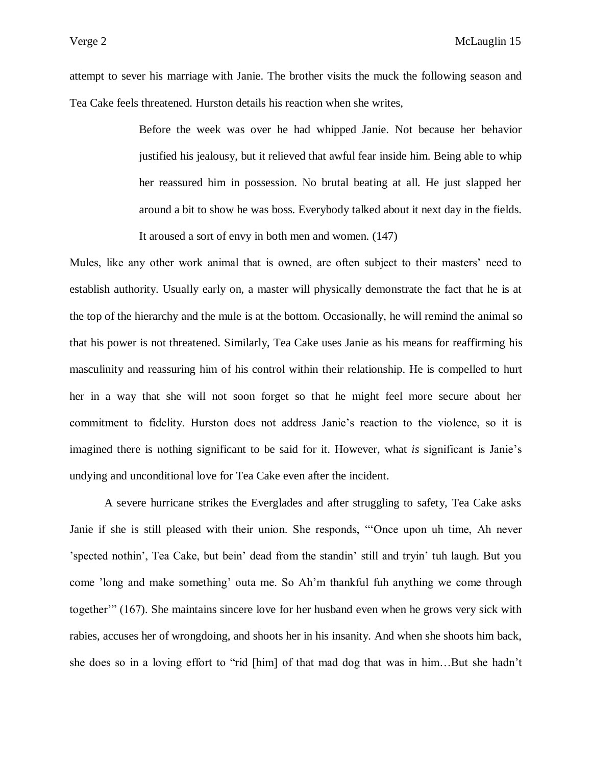attempt to sever his marriage with Janie. The brother visits the muck the following season and Tea Cake feels threatened. Hurston details his reaction when she writes,

> Before the week was over he had whipped Janie. Not because her behavior justified his jealousy, but it relieved that awful fear inside him. Being able to whip her reassured him in possession. No brutal beating at all. He just slapped her around a bit to show he was boss. Everybody talked about it next day in the fields. It aroused a sort of envy in both men and women. (147)

Mules, like any other work animal that is owned, are often subject to their masters' need to establish authority. Usually early on, a master will physically demonstrate the fact that he is at the top of the hierarchy and the mule is at the bottom. Occasionally, he will remind the animal so that his power is not threatened. Similarly, Tea Cake uses Janie as his means for reaffirming his masculinity and reassuring him of his control within their relationship. He is compelled to hurt her in a way that she will not soon forget so that he might feel more secure about her commitment to fidelity. Hurston does not address Janie's reaction to the violence, so it is imagined there is nothing significant to be said for it. However, what *is* significant is Janie's undying and unconditional love for Tea Cake even after the incident.

A severe hurricane strikes the Everglades and after struggling to safety, Tea Cake asks Janie if she is still pleased with their union. She responds, "'Once upon uh time, Ah never 'spected nothin', Tea Cake, but bein' dead from the standin' still and tryin' tuh laugh. But you come 'long and make something' outa me. So Ah'm thankful fuh anything we come through together'" (167). She maintains sincere love for her husband even when he grows very sick with rabies, accuses her of wrongdoing, and shoots her in his insanity. And when she shoots him back, she does so in a loving effort to "rid [him] of that mad dog that was in him…But she hadn't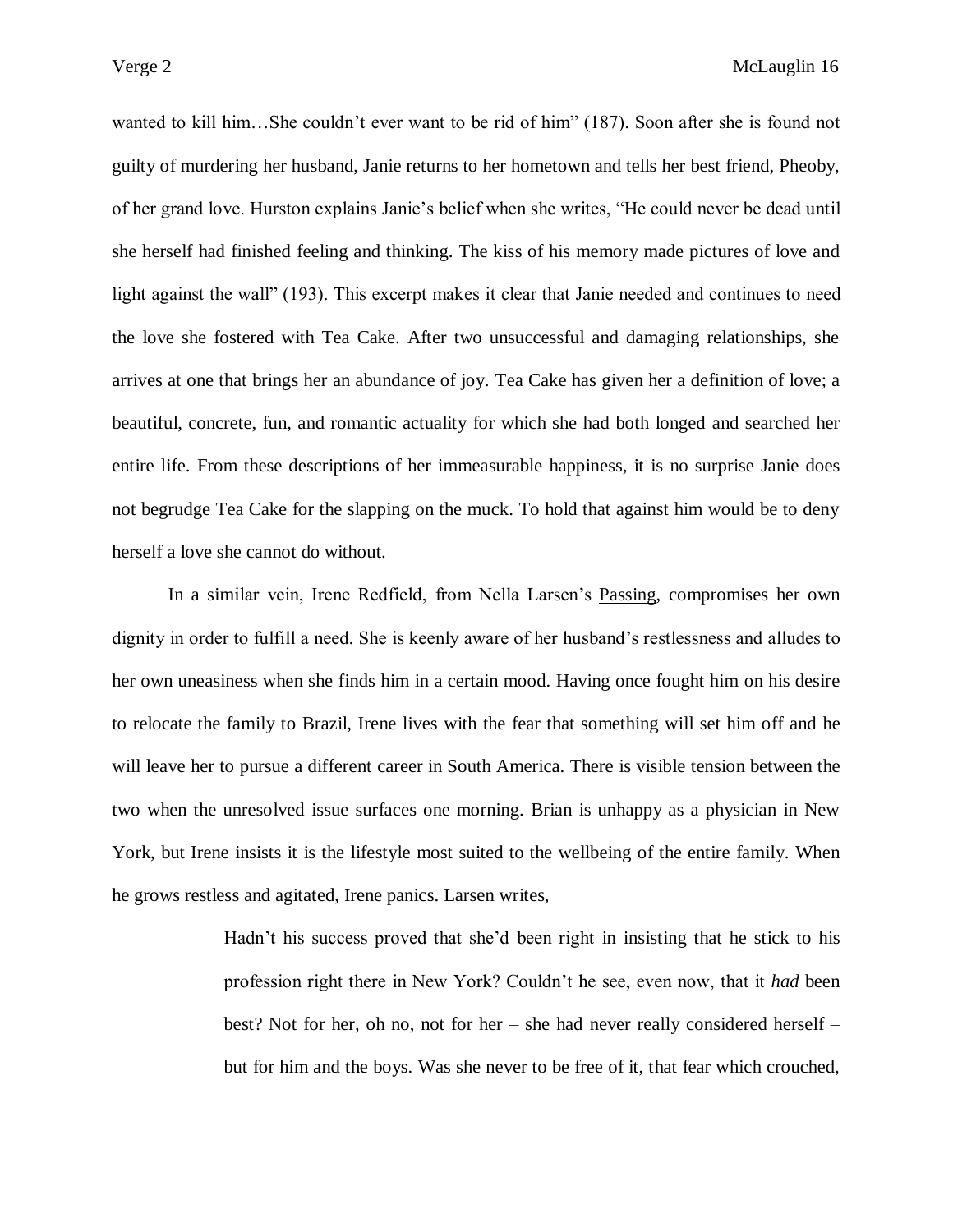wanted to kill him…She couldn't ever want to be rid of him" (187). Soon after she is found not guilty of murdering her husband, Janie returns to her hometown and tells her best friend, Pheoby, of her grand love. Hurston explains Janie's belief when she writes, "He could never be dead until she herself had finished feeling and thinking. The kiss of his memory made pictures of love and light against the wall" (193). This excerpt makes it clear that Janie needed and continues to need the love she fostered with Tea Cake. After two unsuccessful and damaging relationships, she arrives at one that brings her an abundance of joy. Tea Cake has given her a definition of love; a beautiful, concrete, fun, and romantic actuality for which she had both longed and searched her entire life. From these descriptions of her immeasurable happiness, it is no surprise Janie does not begrudge Tea Cake for the slapping on the muck. To hold that against him would be to deny herself a love she cannot do without.

In a similar vein, Irene Redfield, from Nella Larsen's <u>Passing</u>, compromises her own dignity in order to fulfill a need. She is keenly aware of her husband's restlessness and alludes to her own uneasiness when she finds him in a certain mood. Having once fought him on his desire to relocate the family to Brazil, Irene lives with the fear that something will set him off and he will leave her to pursue a different career in South America. There is visible tension between the two when the unresolved issue surfaces one morning. Brian is unhappy as a physician in New York, but Irene insists it is the lifestyle most suited to the wellbeing of the entire family. When he grows restless and agitated, Irene panics. Larsen writes,

> Hadn't his success proved that she'd been right in insisting that he stick to his profession right there in New York? Couldn't he see, even now, that it *had* been best? Not for her, oh no, not for her – she had never really considered herself – but for him and the boys. Was she never to be free of it, that fear which crouched,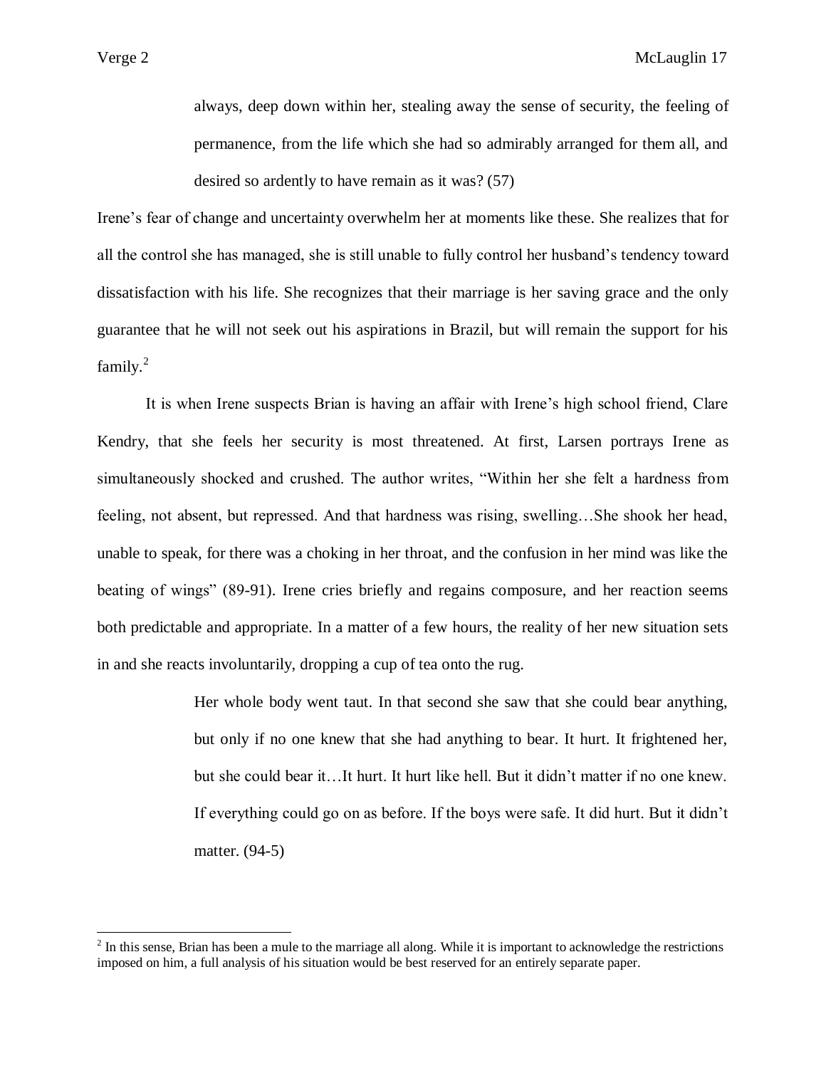> always, deep down within her, stealing away the sense of security, the feeling of permanence, from the life which she had so admirably arranged for them all, and desired so ardently to have remain as it was? (57)

Irene's fear of change and uncertainty overwhelm her at moments like these. She realizes that for all the control she has managed, she is still unable to fully control her husband's tendency toward dissatisfaction with his life. She recognizes that their marriage is her saving grace and the only guarantee that he will not seek out his aspirations in Brazil, but will remain the support for his family.[2]

It is when Irene suspects Brian is having an affair with Irene's high school friend, Clare Kendry, that she feels her security is most threatened. At first, Larsen portrays Irene as simultaneously shocked and crushed. The author writes, "Within her she felt a hardness from feeling, not absent, but repressed. And that hardness was rising, swelling…She shook her head, unable to speak, for there was a choking in her throat, and the confusion in her mind was like the beating of wings" (89-91). Irene cries briefly and regains composure, and her reaction seems both predictable and appropriate. In a matter of a few hours, the reality of her new situation sets in and she reacts involuntarily, dropping a cup of tea onto the rug.

> Her whole body went taut. In that second she saw that she could bear anything, but only if no one knew that she had anything to bear. It hurt. It frightened her, but she could bear it…It hurt. It hurt like hell. But it didn't matter if no one knew. If everything could go on as before. If the boys were safe. It did hurt. But it didn't matter. (94-5)

---

[2] In this sense, Brian has been a mule to the marriage all along. While it is important to acknowledge the restrictions imposed on him, a full analysis of his situation would be best reserved for an entirely separate paper.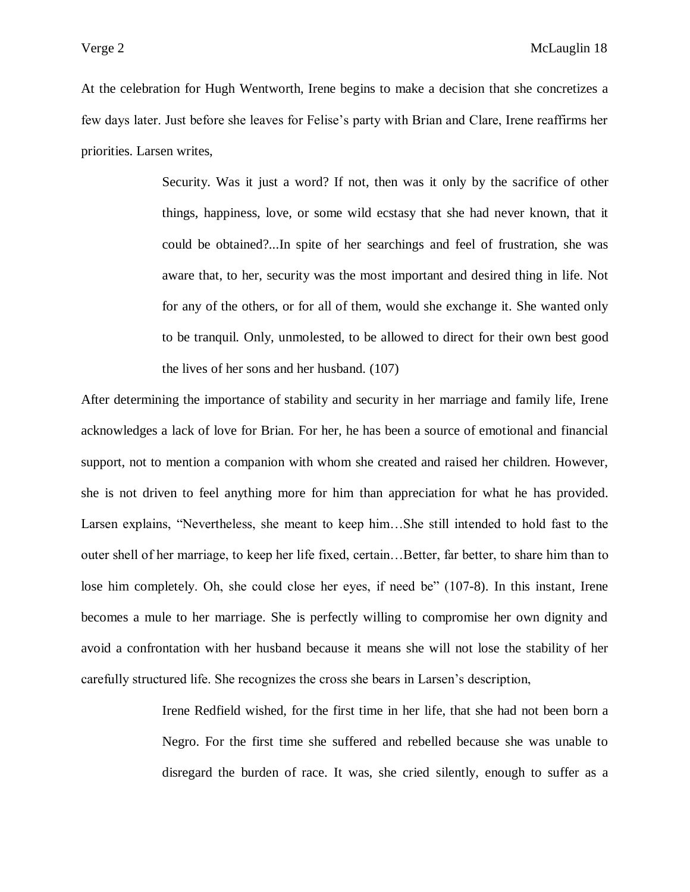At the celebration for Hugh Wentworth, Irene begins to make a decision that she concretizes a few days later. Just before she leaves for Felise's party with Brian and Clare, Irene reaffirms her priorities. Larsen writes,

> Security. Was it just a word? If not, then was it only by the sacrifice of other things, happiness, love, or some wild ecstasy that she had never known, that it could be obtained?...In spite of her searchings and feel of frustration, she was aware that, to her, security was the most important and desired thing in life. Not for any of the others, or for all of them, would she exchange it. She wanted only to be tranquil. Only, unmolested, to be allowed to direct for their own best good the lives of her sons and her husband. (107)

After determining the importance of stability and security in her marriage and family life, Irene acknowledges a lack of love for Brian. For her, he has been a source of emotional and financial support, not to mention a companion with whom she created and raised her children. However, she is not driven to feel anything more for him than appreciation for what he has provided. Larsen explains, "Nevertheless, she meant to keep him…She still intended to hold fast to the outer shell of her marriage, to keep her life fixed, certain…Better, far better, to share him than to lose him completely. Oh, she could close her eyes, if need be" (107-8). In this instant, Irene becomes a mule to her marriage. She is perfectly willing to compromise her own dignity and avoid a confrontation with her husband because it means she will not lose the stability of her carefully structured life. She recognizes the cross she bears in Larsen's description,

> Irene Redfield wished, for the first time in her life, that she had not been born a Negro. For the first time she suffered and rebelled because she was unable to disregard the burden of race. It was, she cried silently, enough to suffer as a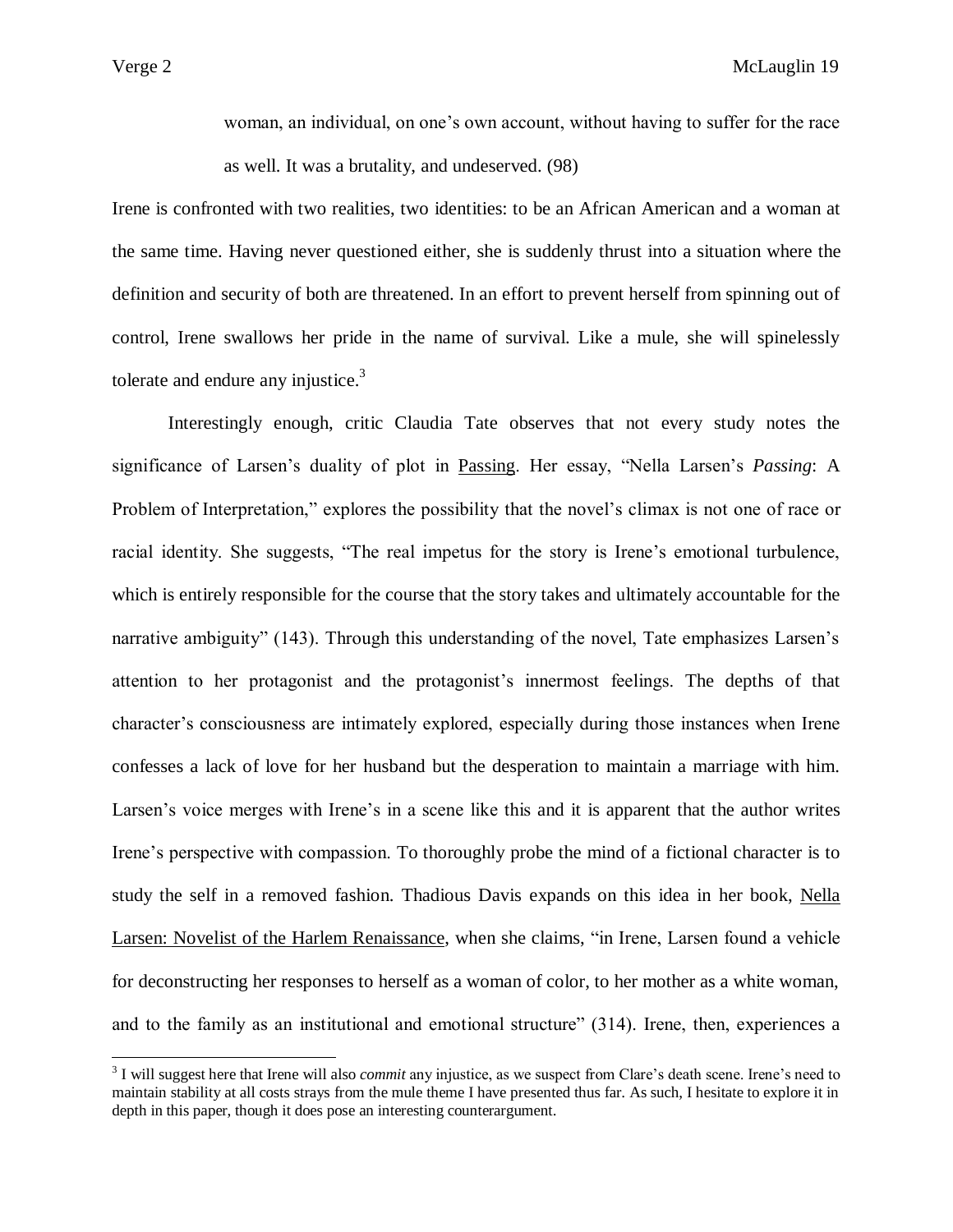> woman, an individual, on one's own account, without having to suffer for the race as well. It was a brutality, and undeserved. (98)

Irene is confronted with two realities, two identities: to be an African American and a woman at the same time. Having never questioned either, she is suddenly thrust into a situation where the definition and security of both are threatened. In an effort to prevent herself from spinning out of control, Irene swallows her pride in the name of survival. Like a mule, she will spinelessly tolerate and endure any injustice.[3]

Interestingly enough, critic Claudia Tate observes that not every study notes the significance of Larsen's duality of plot in Passing. Her essay, "Nella Larsen's *Passing*: A Problem of Interpretation," explores the possibility that the novel's climax is not one of race or racial identity. She suggests, "The real impetus for the story is Irene's emotional turbulence, which is entirely responsible for the course that the story takes and ultimately accountable for the narrative ambiguity" (143). Through this understanding of the novel, Tate emphasizes Larsen's attention to her protagonist and the protagonist's innermost feelings. The depths of that character's consciousness are intimately explored, especially during those instances when Irene confesses a lack of love for her husband but the desperation to maintain a marriage with him. Larsen's voice merges with Irene's in a scene like this and it is apparent that the author writes Irene's perspective with compassion. To thoroughly probe the mind of a fictional character is to study the self in a removed fashion. Thadious Davis expands on this idea in her book, Nella Larsen: Novelist of the Harlem Renaissance, when she claims, "in Irene, Larsen found a vehicle for deconstructing her responses to herself as a woman of color, to her mother as a white woman, and to the family as an institutional and emotional structure" (314). Irene, then, experiences a

[3] I will suggest here that Irene will also *commit* any injustice, as we suspect from Clare's death scene. Irene's need to maintain stability at all costs strays from the mule theme I have presented thus far. As such, I hesitate to explore it in depth in this paper, though it does pose an interesting counterargument.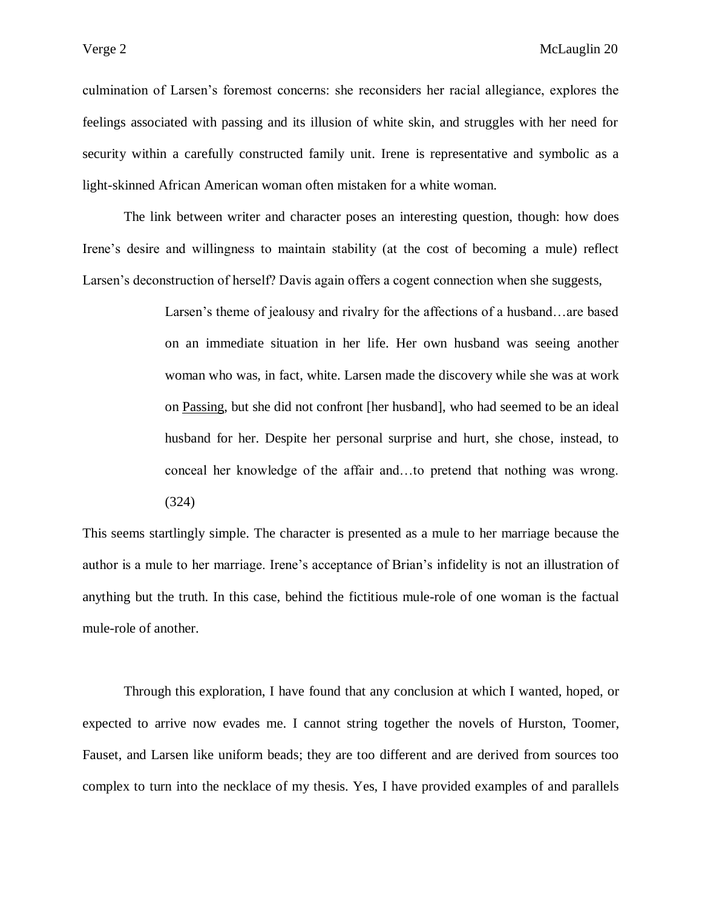culmination of Larsen's foremost concerns: she reconsiders her racial allegiance, explores the feelings associated with passing and its illusion of white skin, and struggles with her need for security within a carefully constructed family unit. Irene is representative and symbolic as a light-skinned African American woman often mistaken for a white woman.

The link between writer and character poses an interesting question, though: how does Irene's desire and willingness to maintain stability (at the cost of becoming a mule) reflect Larsen's deconstruction of herself? Davis again offers a cogent connection when she suggests,

> Larsen's theme of jealousy and rivalry for the affections of a husband…are based on an immediate situation in her life. Her own husband was seeing another woman who was, in fact, white. Larsen made the discovery while she was at work on Passing, but she did not confront [her husband], who had seemed to be an ideal husband for her. Despite her personal surprise and hurt, she chose, instead, to conceal her knowledge of the affair and…to pretend that nothing was wrong. (324)

This seems startlingly simple. The character is presented as a mule to her marriage because the author is a mule to her marriage. Irene's acceptance of Brian's infidelity is not an illustration of anything but the truth. In this case, behind the fictitious mule-role of one woman is the factual mule-role of another.

Through this exploration, I have found that any conclusion at which I wanted, hoped, or expected to arrive now evades me. I cannot string together the novels of Hurston, Toomer, Fauset, and Larsen like uniform beads; they are too different and are derived from sources too complex to turn into the necklace of my thesis. Yes, I have provided examples of and parallels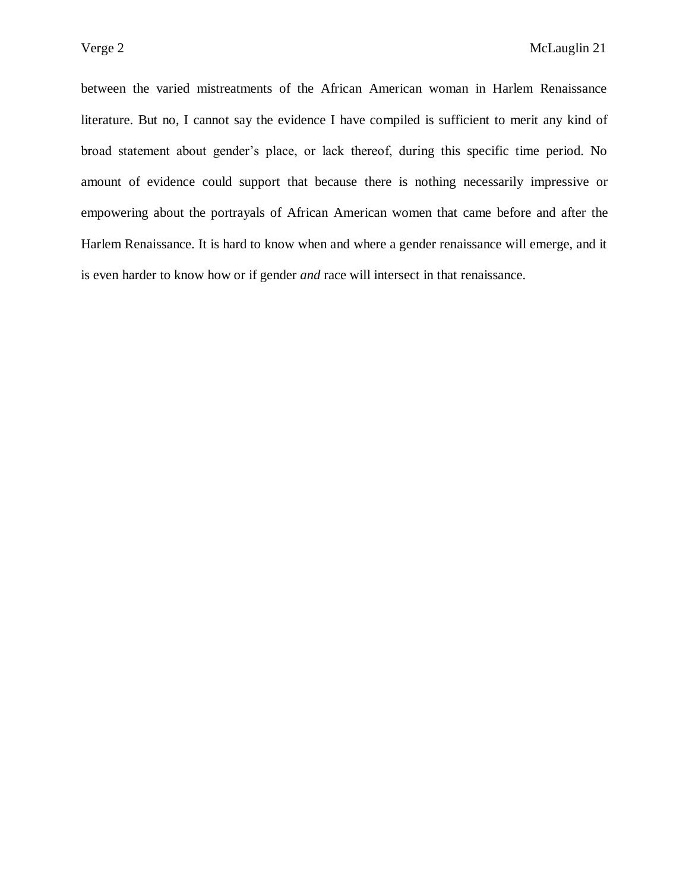between the varied mistreatments of the African American woman in Harlem Renaissance literature. But no, I cannot say the evidence I have compiled is sufficient to merit any kind of broad statement about gender's place, or lack thereof, during this specific time period. No amount of evidence could support that because there is nothing necessarily impressive or empowering about the portrayals of African American women that came before and after the Harlem Renaissance. It is hard to know when and where a gender renaissance will emerge, and it is even harder to know how or if gender *and* race will intersect in that renaissance.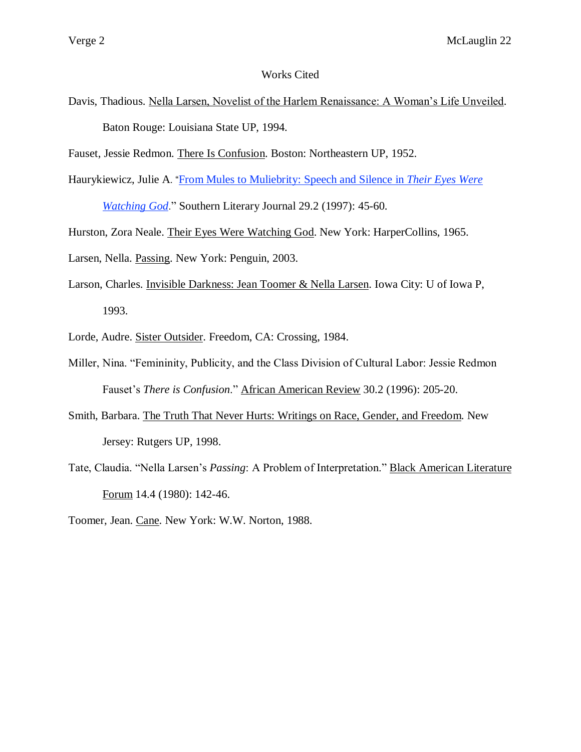## Works Cited

Davis, Thadious. Nella Larsen, Novelist of the Harlem Renaissance: A Woman's Life Unveiled. Baton Rouge: Louisiana State UP, 1994.

Fauset, Jessie Redmon. There Is Confusion. Boston: Northeastern UP, 1952.

Haurykiewicz, Julie A. "From Mules to Muliebrity: Speech and Silence in *Their Eyes Were Watching God*." Southern Literary Journal 29.2 (1997): 45-60.

Hurston, Zora Neale. Their Eyes Were Watching God. New York: HarperCollins, 1965.

Larsen, Nella. Passing. New York: Penguin, 2003.

Larson, Charles. Invisible Darkness: Jean Toomer & Nella Larsen. Iowa City: U of Iowa P, 1993.

Lorde, Audre. Sister Outsider. Freedom, CA: Crossing, 1984.

Miller, Nina. "Femininity, Publicity, and the Class Division of Cultural Labor: Jessie Redmon Fauset's *There is Confusion*." African American Review 30.2 (1996): 205-20.

Smith, Barbara. The Truth That Never Hurts: Writings on Race, Gender, and Freedom. New Jersey: Rutgers UP, 1998.

Tate, Claudia. "Nella Larsen's *Passing*: A Problem of Interpretation." Black American Literature Forum 14.4 (1980): 142-46.

Toomer, Jean. Cane. New York: W.W. Norton, 1988.